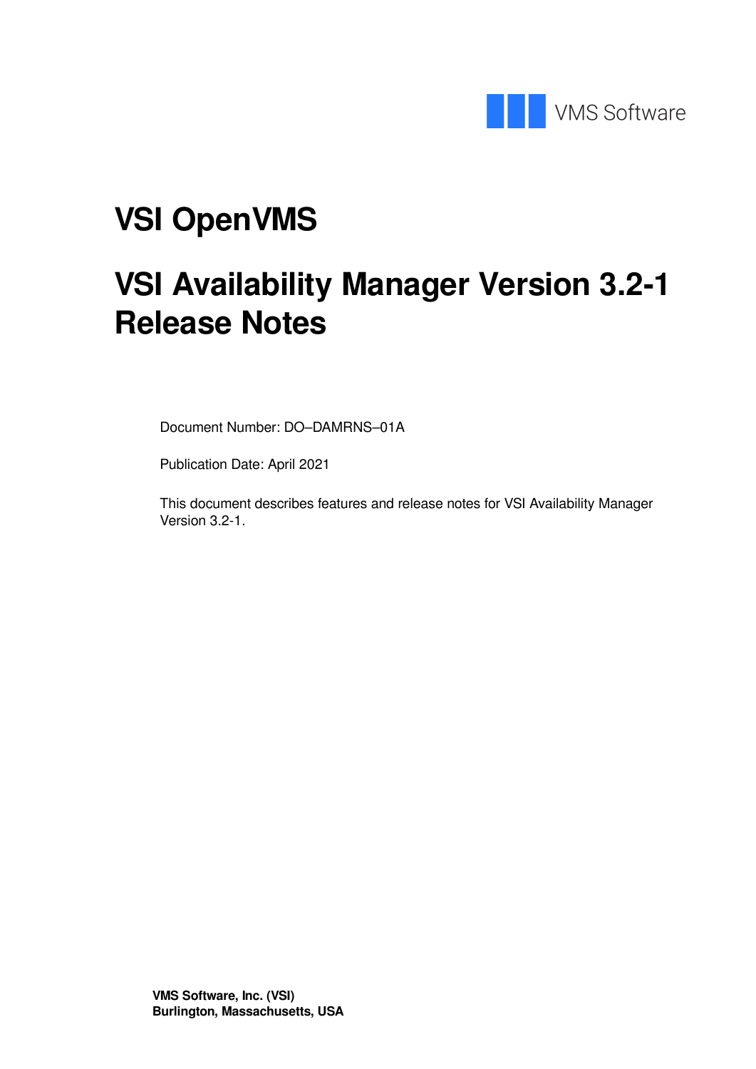VMS Software

# VSI OpenVMS

# VSI Availability Manager Version 3.2-1 Release Notes

Document Number: DO–DAMRNS–01A

Publication Date: April 2021

This document describes features and release notes for VSI Availability Manager Version 3.2-1.

**VMS Software, Inc. (VSI)**
**Burlington, Massachusetts, USA**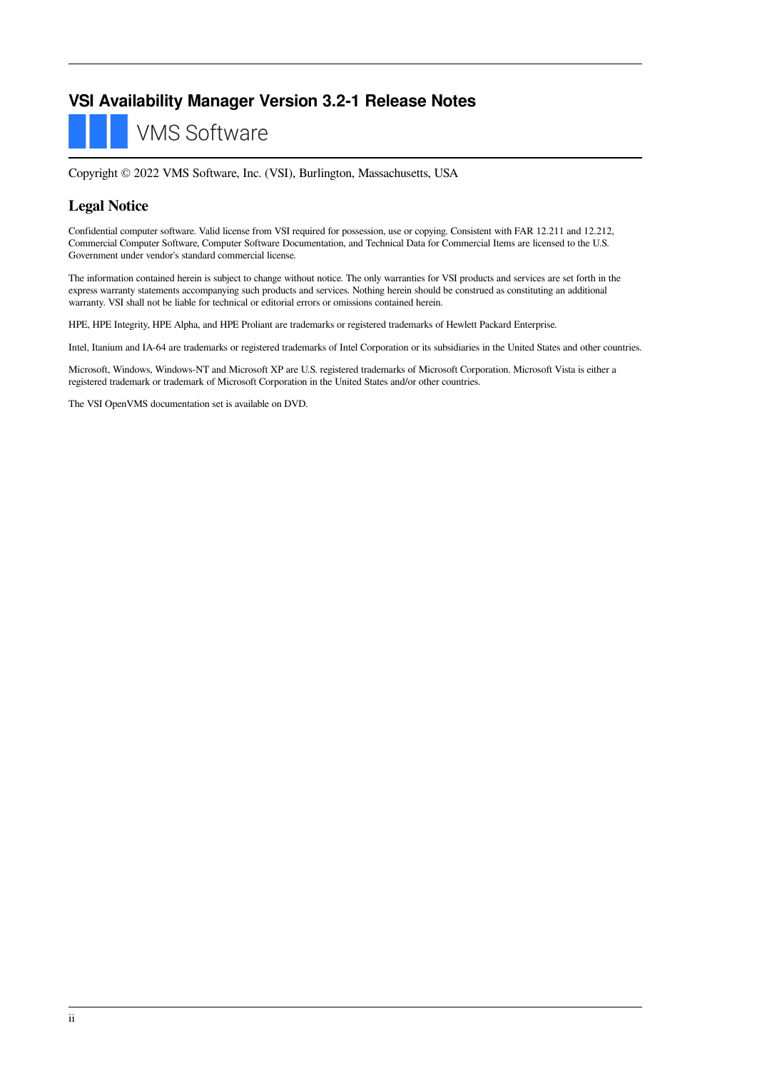# VSI Availability Manager Version 3.2-1 Release Notes

VMS Software

Copyright © 2022 VMS Software, Inc. (VSI), Burlington, Massachusetts, USA

## Legal Notice

Confidential computer software. Valid license from VSI required for possession, use or copying. Consistent with FAR 12.211 and 12.212, Commercial Computer Software, Computer Software Documentation, and Technical Data for Commercial Items are licensed to the U.S. Government under vendor's standard commercial license.

The information contained herein is subject to change without notice. The only warranties for VSI products and services are set forth in the express warranty statements accompanying such products and services. Nothing herein should be construed as constituting an additional warranty. VSI shall not be liable for technical or editorial errors or omissions contained herein.

HPE, HPE Integrity, HPE Alpha, and HPE Proliant are trademarks or registered trademarks of Hewlett Packard Enterprise.

Intel, Itanium and IA-64 are trademarks or registered trademarks of Intel Corporation or its subsidiaries in the United States and other countries.

Microsoft, Windows, Windows-NT and Microsoft XP are U.S. registered trademarks of Microsoft Corporation. Microsoft Vista is either a registered trademark or trademark of Microsoft Corporation in the United States and/or other countries.

The VSI OpenVMS documentation set is available on DVD.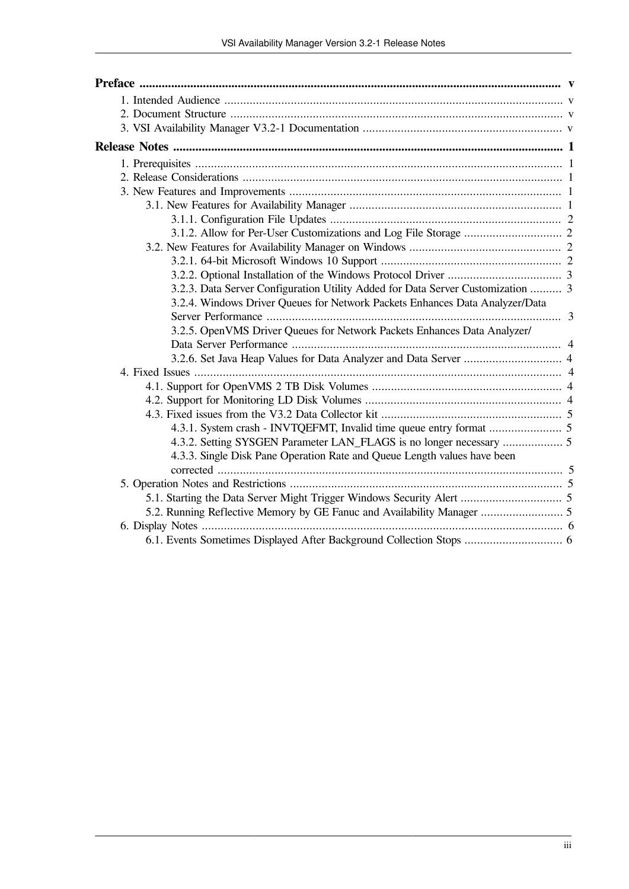**Preface** ..... v

- 1. Intended Audience ..... v
- 2. Document Structure ..... v
- 3. VSI Availability Manager V3.2-1 Documentation ..... v

**Release Notes** ..... 1

- 1. Prerequisites ..... 1
- 2. Release Considerations ..... 1
- 3. New Features and Improvements ..... 1
  - 3.1. New Features for Availability Manager ..... 1
    - 3.1.1. Configuration File Updates ..... 2
    - 3.1.2. Allow for Per-User Customizations and Log File Storage ..... 2
  - 3.2. New Features for Availability Manager on Windows ..... 2
    - 3.2.1. 64-bit Microsoft Windows 10 Support ..... 2
    - 3.2.2. Optional Installation of the Windows Protocol Driver ..... 3
    - 3.2.3. Data Server Configuration Utility Added for Data Server Customization ..... 3
    - 3.2.4. Windows Driver Queues for Network Packets Enhances Data Analyzer/Data Server Performance ..... 3
    - 3.2.5. OpenVMS Driver Queues for Network Packets Enhances Data Analyzer/ Data Server Performance ..... 4
    - 3.2.6. Set Java Heap Values for Data Analyzer and Data Server ..... 4
- 4. Fixed Issues ..... 4
  - 4.1. Support for OpenVMS 2 TB Disk Volumes ..... 4
  - 4.2. Support for Monitoring LD Disk Volumes ..... 4
  - 4.3. Fixed issues from the V3.2 Data Collector kit ..... 5
    - 4.3.1. System crash - INVTQEFMT, Invalid time queue entry format ..... 5
    - 4.3.2. Setting SYSGEN Parameter LAN_FLAGS is no longer necessary ..... 5
    - 4.3.3. Single Disk Pane Operation Rate and Queue Length values have been corrected ..... 5
- 5. Operation Notes and Restrictions ..... 5
  - 5.1. Starting the Data Server Might Trigger Windows Security Alert ..... 5
  - 5.2. Running Reflective Memory by GE Fanuc and Availability Manager ..... 5
- 6. Display Notes ..... 6
  - 6.1. Events Sometimes Displayed After Background Collection Stops ..... 6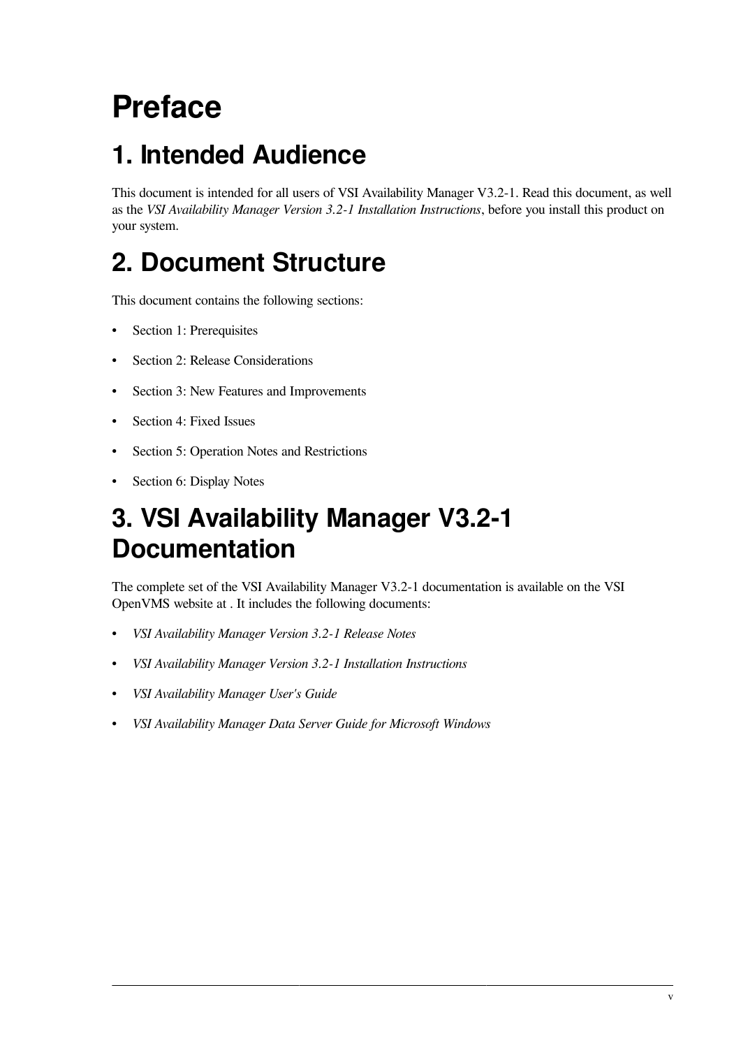# Preface

## 1. Intended Audience

This document is intended for all users of VSI Availability Manager V3.2-1. Read this document, as well as the *VSI Availability Manager Version 3.2-1 Installation Instructions*, before you install this product on your system.

## 2. Document Structure

This document contains the following sections:

- Section 1: Prerequisites
- Section 2: Release Considerations
- Section 3: New Features and Improvements
- Section 4: Fixed Issues
- Section 5: Operation Notes and Restrictions
- Section 6: Display Notes

## 3. VSI Availability Manager V3.2-1 Documentation

The complete set of the VSI Availability Manager V3.2-1 documentation is available on the VSI OpenVMS website at . It includes the following documents:

- *VSI Availability Manager Version 3.2-1 Release Notes*
- *VSI Availability Manager Version 3.2-1 Installation Instructions*
- *VSI Availability Manager User's Guide*
- *VSI Availability Manager Data Server Guide for Microsoft Windows*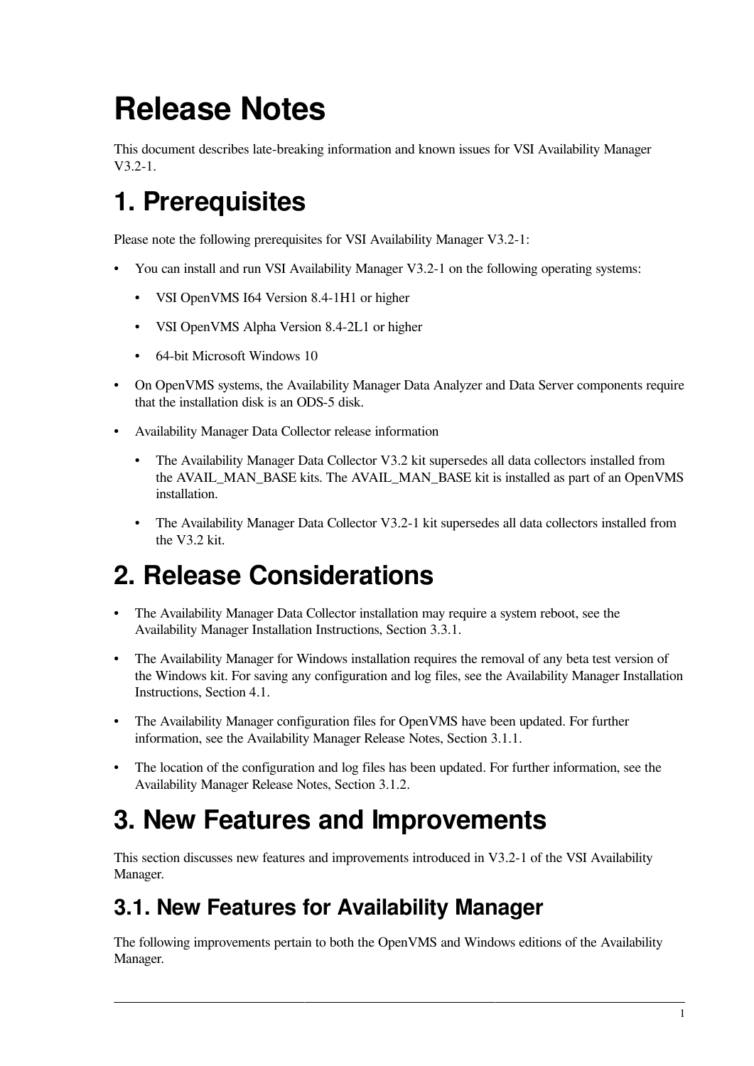# Release Notes

This document describes late-breaking information and known issues for VSI Availability Manager V3.2-1.

# 1. Prerequisites

Please note the following prerequisites for VSI Availability Manager V3.2-1:

- You can install and run VSI Availability Manager V3.2-1 on the following operating systems:
  - VSI OpenVMS I64 Version 8.4-1H1 or higher
  - VSI OpenVMS Alpha Version 8.4-2L1 or higher
  - 64-bit Microsoft Windows 10
- On OpenVMS systems, the Availability Manager Data Analyzer and Data Server components require that the installation disk is an ODS-5 disk.
- Availability Manager Data Collector release information
  - The Availability Manager Data Collector V3.2 kit supersedes all data collectors installed from the AVAIL_MAN_BASE kits. The AVAIL_MAN_BASE kit is installed as part of an OpenVMS installation.
  - The Availability Manager Data Collector V3.2-1 kit supersedes all data collectors installed from the V3.2 kit.

# 2. Release Considerations

- The Availability Manager Data Collector installation may require a system reboot, see the Availability Manager Installation Instructions, Section 3.3.1.
- The Availability Manager for Windows installation requires the removal of any beta test version of the Windows kit. For saving any configuration and log files, see the Availability Manager Installation Instructions, Section 4.1.
- The Availability Manager configuration files for OpenVMS have been updated. For further information, see the Availability Manager Release Notes, Section 3.1.1.
- The location of the configuration and log files has been updated. For further information, see the Availability Manager Release Notes, Section 3.1.2.

# 3. New Features and Improvements

This section discusses new features and improvements introduced in V3.2-1 of the VSI Availability Manager.

## 3.1. New Features for Availability Manager

The following improvements pertain to both the OpenVMS and Windows editions of the Availability Manager.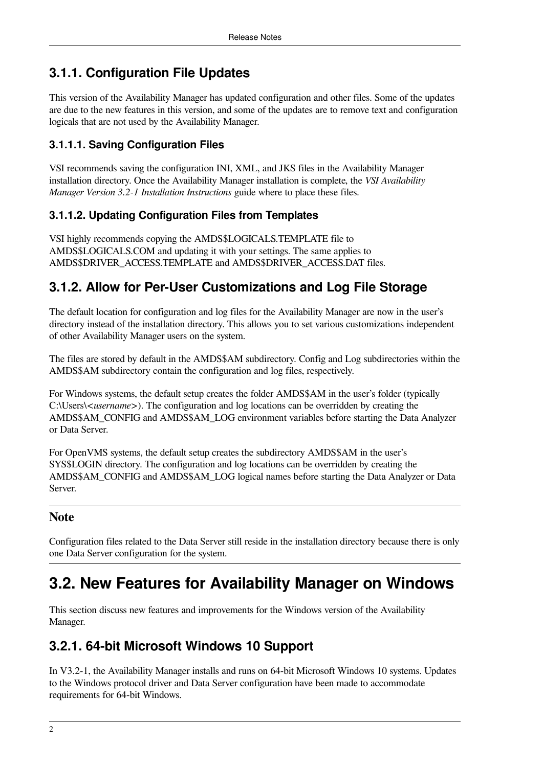### 3.1.1. Configuration File Updates

This version of the Availability Manager has updated configuration and other files. Some of the updates are due to the new features in this version, and some of the updates are to remove text and configuration logicals that are not used by the Availability Manager.

#### 3.1.1.1. Saving Configuration Files

VSI recommends saving the configuration INI, XML, and JKS files in the Availability Manager installation directory. Once the Availability Manager installation is complete, the *VSI Availability Manager Version 3.2-1 Installation Instructions* guide where to place these files.

#### 3.1.1.2. Updating Configuration Files from Templates

VSI highly recommends copying the AMDS$LOGICALS.TEMPLATE file to AMDS$LOGICALS.COM and updating it with your settings. The same applies to AMDS$DRIVER_ACCESS.TEMPLATE and AMDS$DRIVER_ACCESS.DAT files.

### 3.1.2. Allow for Per-User Customizations and Log File Storage

The default location for configuration and log files for the Availability Manager are now in the user's directory instead of the installation directory. This allows you to set various customizations independent of other Availability Manager users on the system.

The files are stored by default in the AMDS$AM subdirectory. Config and Log subdirectories within the AMDS$AM subdirectory contain the configuration and log files, respectively.

For Windows systems, the default setup creates the folder AMDS$AM in the user's folder (typically C:\Users\<*username*>). The configuration and log locations can be overridden by creating the AMDS$AM_CONFIG and AMDS$AM_LOG environment variables before starting the Data Analyzer or Data Server.

For OpenVMS systems, the default setup creates the subdirectory AMDS$AM in the user's SYS$LOGIN directory. The configuration and log locations can be overridden by creating the AMDS$AM_CONFIG and AMDS$AM_LOG logical names before starting the Data Analyzer or Data Server.

**Note**

Configuration files related to the Data Server still reside in the installation directory because there is only one Data Server configuration for the system.

## 3.2. New Features for Availability Manager on Windows

This section discuss new features and improvements for the Windows version of the Availability Manager.

### 3.2.1. 64-bit Microsoft Windows 10 Support

In V3.2-1, the Availability Manager installs and runs on 64-bit Microsoft Windows 10 systems. Updates to the Windows protocol driver and Data Server configuration have been made to accommodate requirements for 64-bit Windows.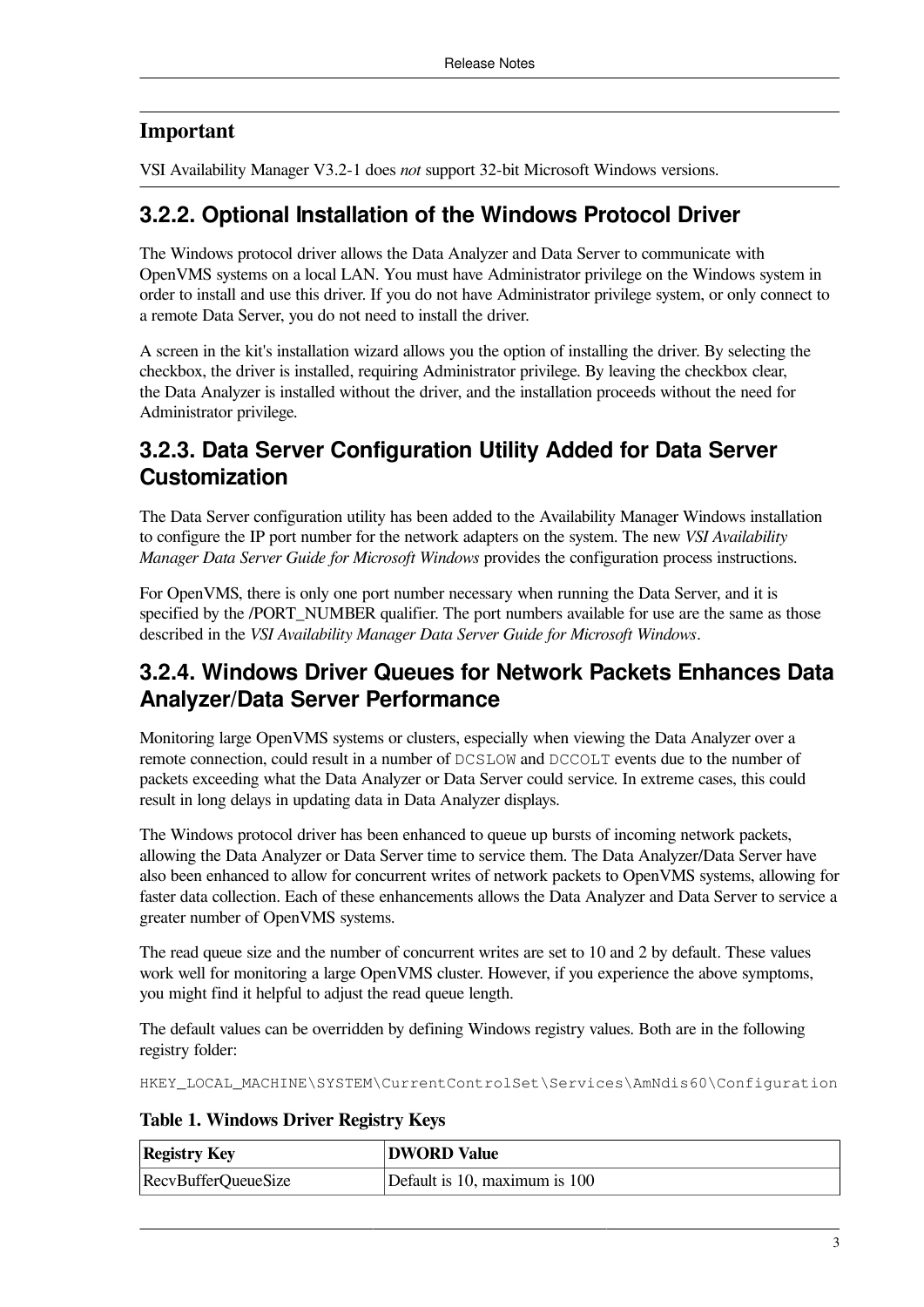**Important**

VSI Availability Manager V3.2-1 does *not* support 32-bit Microsoft Windows versions.

### 3.2.2. Optional Installation of the Windows Protocol Driver

The Windows protocol driver allows the Data Analyzer and Data Server to communicate with OpenVMS systems on a local LAN. You must have Administrator privilege on the Windows system in order to install and use this driver. If you do not have Administrator privilege system, or only connect to a remote Data Server, you do not need to install the driver.

A screen in the kit's installation wizard allows you the option of installing the driver. By selecting the checkbox, the driver is installed, requiring Administrator privilege. By leaving the checkbox clear, the Data Analyzer is installed without the driver, and the installation proceeds without the need for Administrator privilege.

### 3.2.3. Data Server Configuration Utility Added for Data Server Customization

The Data Server configuration utility has been added to the Availability Manager Windows installation to configure the IP port number for the network adapters on the system. The new *VSI Availability Manager Data Server Guide for Microsoft Windows* provides the configuration process instructions.

For OpenVMS, there is only one port number necessary when running the Data Server, and it is specified by the /PORT_NUMBER qualifier. The port numbers available for use are the same as those described in the *VSI Availability Manager Data Server Guide for Microsoft Windows*.

### 3.2.4. Windows Driver Queues for Network Packets Enhances Data Analyzer/Data Server Performance

Monitoring large OpenVMS systems or clusters, especially when viewing the Data Analyzer over a remote connection, could result in a number of `DCSLOW` and `DCCOLT` events due to the number of packets exceeding what the Data Analyzer or Data Server could service. In extreme cases, this could result in long delays in updating data in Data Analyzer displays.

The Windows protocol driver has been enhanced to queue up bursts of incoming network packets, allowing the Data Analyzer or Data Server time to service them. The Data Analyzer/Data Server have also been enhanced to allow for concurrent writes of network packets to OpenVMS systems, allowing for faster data collection. Each of these enhancements allows the Data Analyzer and Data Server to service a greater number of OpenVMS systems.

The read queue size and the number of concurrent writes are set to 10 and 2 by default. These values work well for monitoring a large OpenVMS cluster. However, if you experience the above symptoms, you might find it helpful to adjust the read queue length.

The default values can be overridden by defining Windows registry values. Both are in the following registry folder:

```
HKEY_LOCAL_MACHINE\SYSTEM\CurrentControlSet\Services\AmNdis60\Configuration
```

**Table 1. Windows Driver Registry Keys**

| Registry Key | DWORD Value |
|---|---|
| RecvBufferQueueSize | Default is 10, maximum is 100 |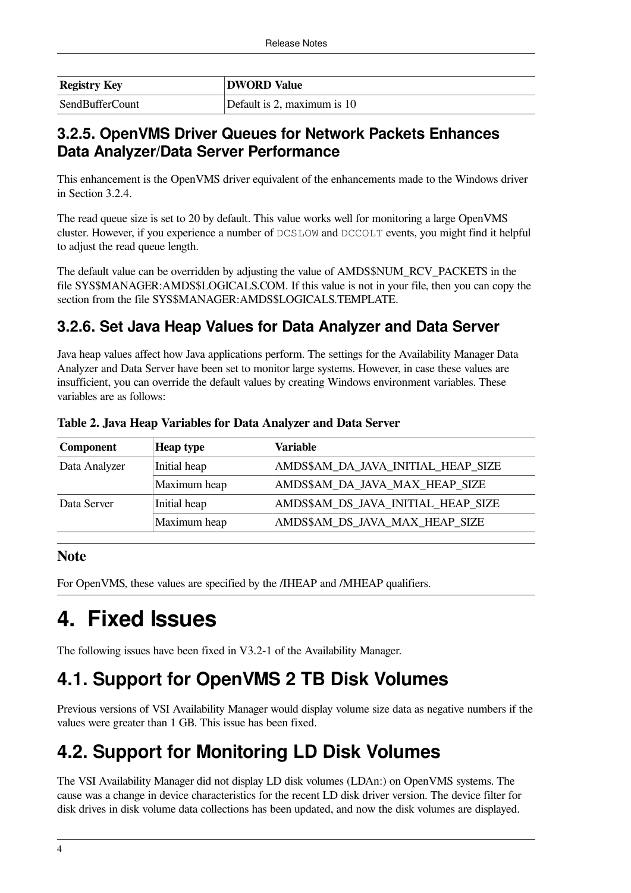| Registry Key | DWORD Value |
|---|---|
| SendBufferCount | Default is 2, maximum is 10 |

### 3.2.5. OpenVMS Driver Queues for Network Packets Enhances Data Analyzer/Data Server Performance

This enhancement is the OpenVMS driver equivalent of the enhancements made to the Windows driver in Section 3.2.4.

The read queue size is set to 20 by default. This value works well for monitoring a large OpenVMS cluster. However, if you experience a number of `DCSLOW` and `DCCOLT` events, you might find it helpful to adjust the read queue length.

The default value can be overridden by adjusting the value of AMDS$NUM_RCV_PACKETS in the file SYS$MANAGER:AMDS$LOGICALS.COM. If this value is not in your file, then you can copy the section from the file SYS$MANAGER:AMDS$LOGICALS.TEMPLATE.

### 3.2.6. Set Java Heap Values for Data Analyzer and Data Server

Java heap values affect how Java applications perform. The settings for the Availability Manager Data Analyzer and Data Server have been set to monitor large systems. However, in case these values are insufficient, you can override the default values by creating Windows environment variables. These variables are as follows:

**Table 2. Java Heap Variables for Data Analyzer and Data Server**

| Component | Heap type | Variable |
|---|---|---|
| Data Analyzer | Initial heap | AMDS$AM_DA_JAVA_INITIAL_HEAP_SIZE |
| | Maximum heap | AMDS$AM_DA_JAVA_MAX_HEAP_SIZE |
| Data Server | Initial heap | AMDS$AM_DS_JAVA_INITIAL_HEAP_SIZE |
| | Maximum heap | AMDS$AM_DS_JAVA_MAX_HEAP_SIZE |

**Note**

For OpenVMS, these values are specified by the /IHEAP and /MHEAP qualifiers.

# 4. Fixed Issues

The following issues have been fixed in V3.2-1 of the Availability Manager.

## 4.1. Support for OpenVMS 2 TB Disk Volumes

Previous versions of VSI Availability Manager would display volume size data as negative numbers if the values were greater than 1 GB. This issue has been fixed.

## 4.2. Support for Monitoring LD Disk Volumes

The VSI Availability Manager did not display LD disk volumes (LDAn:) on OpenVMS systems. The cause was a change in device characteristics for the recent LD disk driver version. The device filter for disk drives in disk volume data collections has been updated, and now the disk volumes are displayed.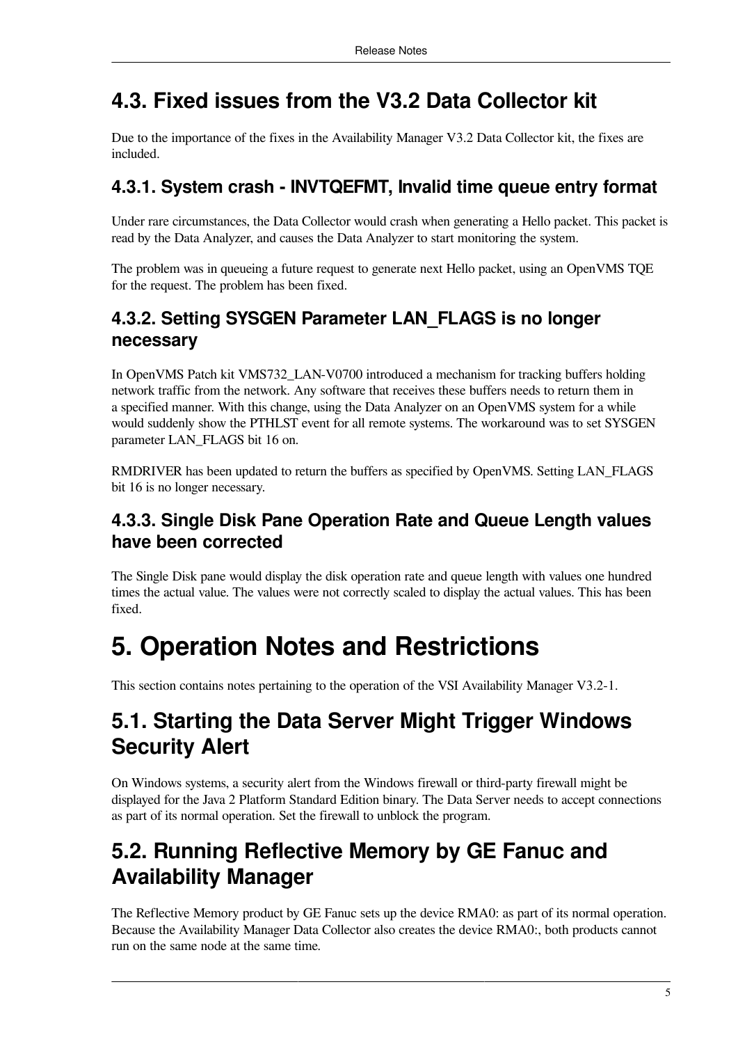## 4.3. Fixed issues from the V3.2 Data Collector kit

Due to the importance of the fixes in the Availability Manager V3.2 Data Collector kit, the fixes are included.

### 4.3.1. System crash - INVTQEFMT, Invalid time queue entry format

Under rare circumstances, the Data Collector would crash when generating a Hello packet. This packet is read by the Data Analyzer, and causes the Data Analyzer to start monitoring the system.

The problem was in queueing a future request to generate next Hello packet, using an OpenVMS TQE for the request. The problem has been fixed.

### 4.3.2. Setting SYSGEN Parameter LAN_FLAGS is no longer necessary

In OpenVMS Patch kit VMS732_LAN-V0700 introduced a mechanism for tracking buffers holding network traffic from the network. Any software that receives these buffers needs to return them in a specified manner. With this change, using the Data Analyzer on an OpenVMS system for a while would suddenly show the PTHLST event for all remote systems. The workaround was to set SYSGEN parameter LAN_FLAGS bit 16 on.

RMDRIVER has been updated to return the buffers as specified by OpenVMS. Setting LAN_FLAGS bit 16 is no longer necessary.

### 4.3.3. Single Disk Pane Operation Rate and Queue Length values have been corrected

The Single Disk pane would display the disk operation rate and queue length with values one hundred times the actual value. The values were not correctly scaled to display the actual values. This has been fixed.

# 5. Operation Notes and Restrictions

This section contains notes pertaining to the operation of the VSI Availability Manager V3.2-1.

## 5.1. Starting the Data Server Might Trigger Windows Security Alert

On Windows systems, a security alert from the Windows firewall or third-party firewall might be displayed for the Java 2 Platform Standard Edition binary. The Data Server needs to accept connections as part of its normal operation. Set the firewall to unblock the program.

## 5.2. Running Reflective Memory by GE Fanuc and Availability Manager

The Reflective Memory product by GE Fanuc sets up the device RMA0: as part of its normal operation. Because the Availability Manager Data Collector also creates the device RMA0:, both products cannot run on the same node at the same time.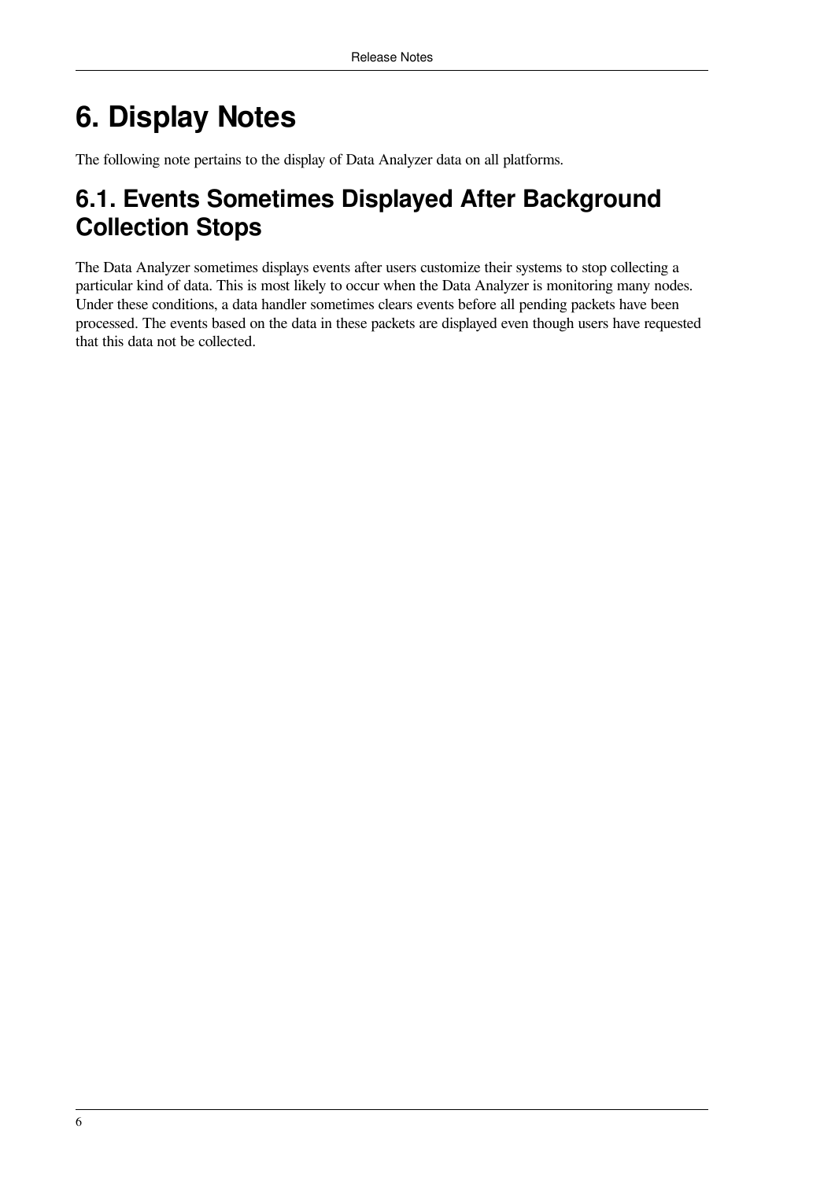# 6. Display Notes

The following note pertains to the display of Data Analyzer data on all platforms.

## 6.1. Events Sometimes Displayed After Background Collection Stops

The Data Analyzer sometimes displays events after users customize their systems to stop collecting a particular kind of data. This is most likely to occur when the Data Analyzer is monitoring many nodes. Under these conditions, a data handler sometimes clears events before all pending packets have been processed. The events based on the data in these packets are displayed even though users have requested that this data not be collected.